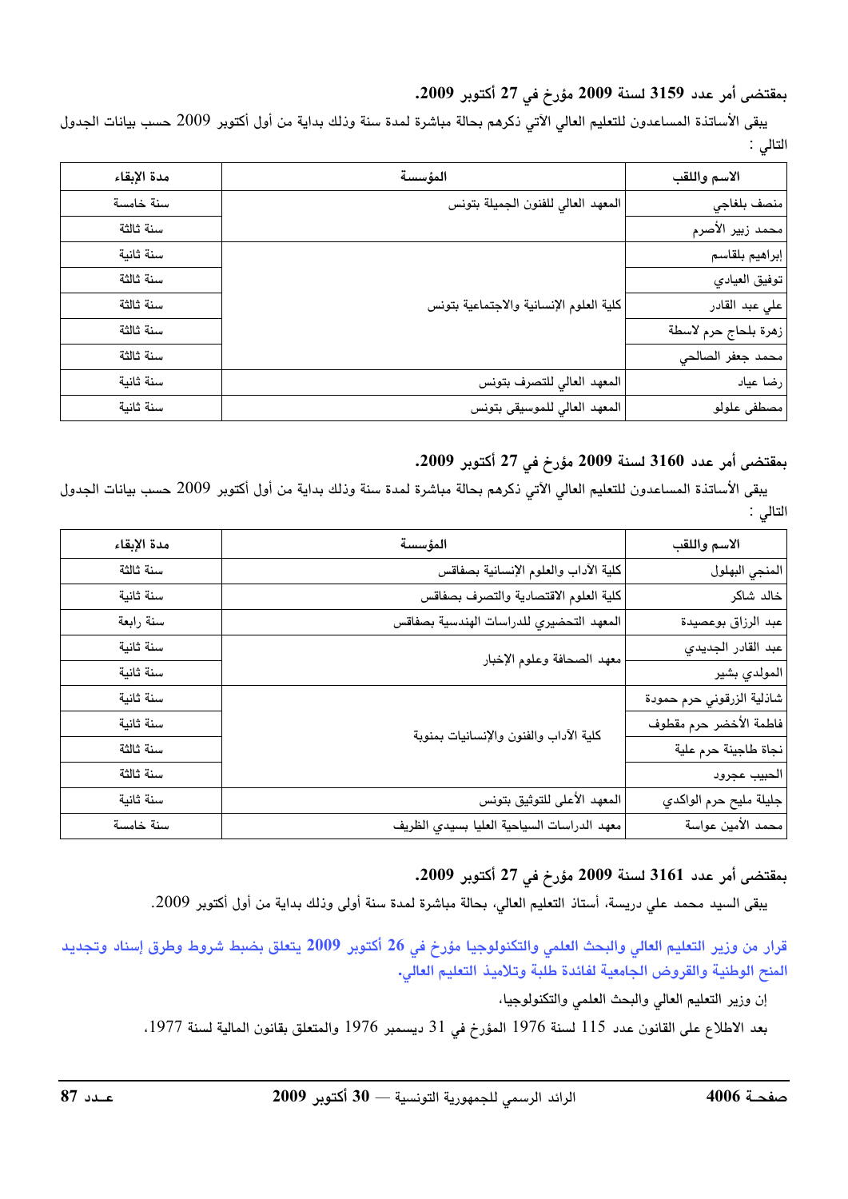**بمقتضى أمر عدد 3159 لسنة 2009 مؤرخ في 27 أكتوبر 2009.**

يبقى الأساتذة المساعدون للتعليم العالي الآتي ذكرهم بحالة مباشرة لمدة سنة وذلك بداية من أول أكتوبر 2009 حسب بيانات الجدول التالي :

| الاسم واللقب | المؤسسة | مدة الإبقاء |
|---|---|---|
| منصف بلغاجي | المعهد العالي للفنون الجميلة بتونس | سنة خامسة |
| محمد زبير الأصرم | | سنة ثالثة |
| إبراهيم بلقاسم | كلية العلوم الإنسانية والاجتماعية بتونس | سنة ثانية |
| توفيق العيادي | | سنة ثالثة |
| علي عبد القادر | | سنة ثالثة |
| زهرة بلحاج حرم لاسطة | | سنة ثالثة |
| محمد جعفر الصالحي | | سنة ثالثة |
| رضا عياد | المعهد العالي للتصرف بتونس | سنة ثانية |
| مصطفى علولو | المعهد العالي للموسيقى بتونس | سنة ثانية |

**بمقتضى أمر عدد 3160 لسنة 2009 مؤرخ في 27 أكتوبر 2009.**

يبقى الأساتذة المساعدون للتعليم العالي الآتي ذكرهم بحالة مباشرة لمدة سنة وذلك بداية من أول أكتوبر 2009 حسب بيانات الجدول التالي :

| الاسم واللقب | المؤسسة | مدة الإبقاء |
|---|---|---|
| المنجي البهلول | كلية الآداب والعلوم الإنسانية بصفاقس | سنة ثالثة |
| خالد شاكر | كلية العلوم الاقتصادية والتصرف بصفاقس | سنة ثانية |
| عبد الرزاق بوعصيدة | المعهد التحضيري للدراسات الهندسية بصفاقس | سنة رابعة |
| عبد القادر الجديدي | معهد الصحافة وعلوم الإخبار | سنة ثانية |
| المولدي بشير | | سنة ثانية |
| شاذلية الزرقوني حرم حمودة | كلية الآداب والفنون والإنسانيات بمنوبة | سنة ثانية |
| فاطمة الأخضر حرم مقطوف | | سنة ثانية |
| نجاة طاجينة حرم علية | | سنة ثالثة |
| الحبيب عجرود | | سنة ثالثة |
| جليلة مليح حرم الواكدي | المعهد الأعلى للتوثيق بتونس | سنة ثانية |
| محمد الأمين عواسة | معهد الدراسات السياحية العليا بسيدي الظريف | سنة خامسة |

**بمقتضى أمر عدد 3161 لسنة 2009 مؤرخ في 27 أكتوبر 2009.**

يبقى السيد محمد علي دريسة، أستاذ التعليم العالي، بحالة مباشرة لمدة سنة أولى وذلك بداية من أول أكتوبر 2009.

**قرار من وزير التعليم العالي والبحث العلمي والتكنولوجيا مؤرخ في 26 أكتوبر 2009 يتعلق بضبط شروط وطرق إسناد وتجديد المنح الوطنية والقروض الجامعية لفائدة طلبة وتلاميذ التعليم العالي.**

إن وزير التعليم العالي والبحث العلمي والتكنولوجيا،

بعد الاطلاع على القانون عدد 115 لسنة 1976 المؤرخ في 31 ديسمبر 1976 والمتعلق بقانون المالية لسنة 1977،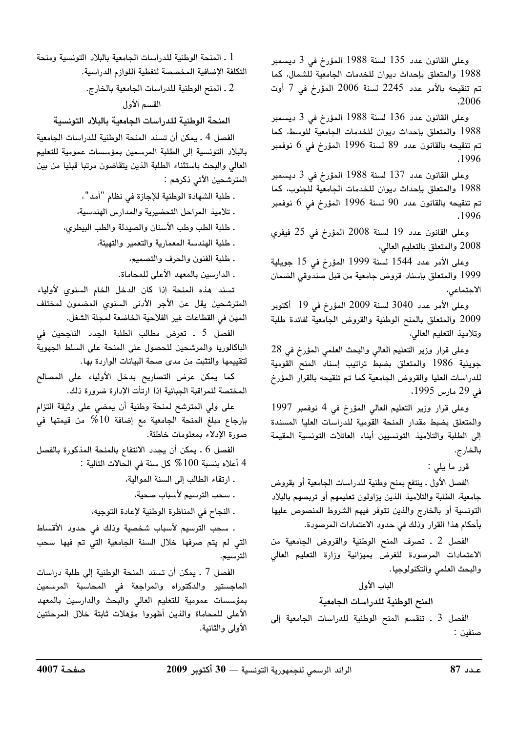وعلى القانون عدد 135 لسنة 1988 المؤرخ في 3 ديسمبر 1988 والمتعلق بإحداث ديوان للخدمات الجامعية للشمال، كما تم تنقيحه بالأمر عدد 2245 لسنة 2006 المؤرخ في 7 أوت 2006،

وعلى القانون عدد 136 لسنة 1988 المؤرخ في 3 ديسمبر 1988 والمتعلق بإحداث ديوان للخدمات الجامعية للوسط، كما تم تنقيحه بالقانون عدد 89 لسنة 1996 المؤرخ في 6 نوفمبر 1996،

وعلى القانون عدد 137 لسنة 1988 المؤرخ في 3 ديسمبر 1988 والمتعلق بإحداث ديوان للخدمات الجامعية للجنوب، كما تم تنقيحه بالقانون عدد 90 لسنة 1996 المؤرخ في 6 نوفمبر 1996،

وعلى القانون عدد 19 لسنة 2008 المؤرخ في 25 فيفري 2008 والمتعلق بالتعليم العالي،

وعلى الأمر عدد 1544 لسنة 1999 المؤرخ في 15 جويلية 1999 والمتعلق بإسناد قروض جامعية من قبل صندوقي الضمان الاجتماعي،

وعلى الأمر عدد 3040 لسنة 2009 المؤرخ في 19 أكتوبر 2009 والمتعلق بالمنح الوطنية والقروض الجامعية لفائدة طلبة وتلاميذ التعليم العالي،

وعلى قرار وزير التعليم العالي والبحث العلمي المؤرخ في 28 جويلية 1986 والمتعلق بضبط تراتيب إسناد المنح القومية للدراسات العليا والقروض الجامعية كما تم تنقيحه بالقرار المؤرخ في 29 مارس 1995،

وعلى قرار وزير التعليم العالي المؤرخ في 4 نوفمبر 1997 والمتعلق بضبط مقدار المنحة القومية للدراسات العليا المسندة إلى الطلبة والتلاميذ التونسيين أبناء العائلات التونسية المقيمة بالخارج.

قرر ما يلي :

الفصل الأول ـ ينتفع بمنح وطنية للدراسات الجامعية أو بقروض جامعية، الطلبة والتلاميذ الذين يزاولون تعليمهم أو تربصهم بالبلاد التونسية أو بالخارج والذين تتوفر فيهم الشروط المنصوص عليها بأحكام هذا القرار وذلك في حدود الاعتمادات المرصودة.

الفصل 2 ـ تصرف المنح الوطنية والقروض الجامعية من الاعتمادات المرصودة للغرض بميزانية وزارة التعليم العالي والبحث العلمي والتكنولوجيا.

## الباب الأول

## المنح الوطنية للدراسات الجامعية

الفصل 3 ـ تنقسم المنح الوطنية للدراسات الجامعية إلى صنفين :

1 ـ المنحة الوطنية للدراسات الجامعية بالبلاد التونسية ومنحة التكلفة الإضافية المخصصة لتغطية اللوازم الدراسية.

2 ـ المنح الوطنية للدراسات الجامعية بالخارج.

### القسم الأول

### المنحة الوطنية للدراسات الجامعية بالبلاد التونسية

الفصل 4 ـ يمكن أن تسند المنحة الوطنية للدراسات الجامعية بالبلاد التونسية إلى الطلبة المرسمين بمؤسسات عمومية للتعليم العالي والبحث باستثناء الطلبة الذين يتقاضون مرتبا قبليا من بين المترشحين الآتي ذكرهم :

- طلبة الشهادة الوطنية للإجازة في نظام "أمد"،
- تلاميذ المراحل التحضيرية والمدارس الهندسية،
- طلبة الطب وطب الأسنان والصيدلة والطب البيطري،
- طلبة الهندسة المعمارية والتعمير والتهيئة،
- طلبة الفنون والحرف والتصميم،
- الدارسين بالمعهد الأعلى للمحاماة.

تسند هذه المنحة إذا كان الدخل الخام السنوي لأولياء المترشحين يقل عن الأجر الأدنى السنوي المضمون لمختلف المهن في القطاعات غير الفلاحية الخاضعة لمجلة الشغل.

الفصل 5 ـ تعرض مطالب الطلبة الجدد الناجحين في الباكالوريا والمرشحين للحصول على المنحة على السلط الجهوية لتقييمها والتثبت من مدى صحة البيانات الواردة بها.

كما يمكن عرض التصاريح بدخل الأولياء على المصالح المختصة للمراقبة الجبائية إذا ارتأت الإدارة ضرورة ذلك.

على ولي المترشح لمنحة وطنية أن يمضي على وثيقة التزام بإرجاع مبلغ المنحة الجامعية مع إضافة 10% من قيمتها في صورة الإدلاء بمعلومات خاطئة.

الفصل 6 ـ يمكن أن يجدد الانتفاع بالمنحة المذكورة بالفصل 4 أعلاه بنسبة 100% كل سنة في الحالات التالية :

- ارتقاء الطالب إلى السنة الموالية،
- سحب الترسيم لأسباب صحية،
- النجاح في المناظرة الوطنية لإعادة التوجيه،
- سحب الترسيم لأسباب شخصية وذلك في حدود الأقساط التي لم يتم صرفها خلال السنة الجامعية التي تم فيها سحب الترسيم.

الفصل 7 ـ يمكن أن تسند المنحة الوطنية إلى طلبة دراسات الماجستير والدكتوراه والمراجعة في المحاسبة المرسمين بمؤسسات عمومية للتعليم العالي والبحث والدارسين بالمعهد الأعلى للمحاماة والذين أظهروا مؤهلات ثابتة خلال المرحلتين الأولى والثانية.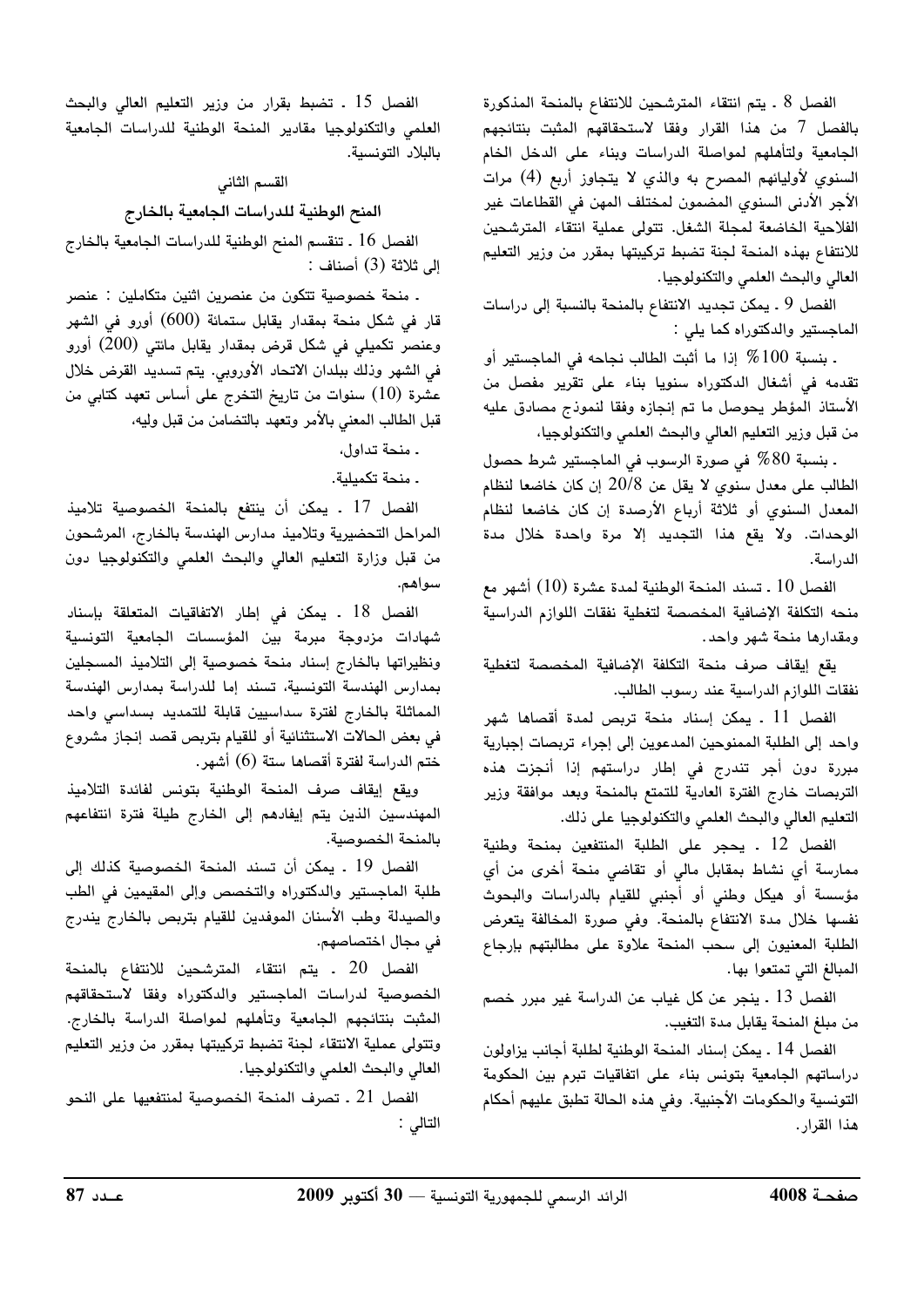الفصل 8 ـ يتم انتقاء المترشحين للانتفاع بالمنحة المذكورة بالفصل 7 من هذا القرار وفقا لاستحقاقهم المثبت بنتائجهم الجامعية ولتأهلهم لمواصلة الدراسات وبناء على الدخل الخام السنوي لأوليائهم المصرح به والذي لا يتجاوز أربع (4) مرات الأجر الأدنى السنوي المضمون لمختلف المهن في القطاعات غير الفلاحية الخاضعة لمجلة الشغل. تتولى عملية انتقاء المترشحين للانتفاع بهذه المنحة لجنة تضبط تركيبتها بمقرر من وزير التعليم العالي والبحث العلمي والتكنولوجيا.

الفصل 9 ـ يمكن تجديد الانتفاع بالمنحة بالنسبة إلى دراسات الماجستير والدكتوراه كما يلي :

ـ بنسبة 100% إذا ما أثبت الطالب نجاحه في الماجستير أو تقدمه في أشغال الدكتوراه سنويا بناء على تقرير مفصل من الأستاذ المؤطر يحوصل ما تم إنجازه وفقا لنموذج مصادق عليه من قبل وزير التعليم العالي والبحث العلمي والتكنولوجيا،

ـ بنسبة 80% في صورة الرسوب في الماجستير شرط حصول الطالب على معدل سنوي لا يقل عن 20/8 إن كان خاضعا لنظام المعدل السنوي أو ثلاثة أرباع الأرصدة إن كان خاضعا لنظام الوحدات. ولا يقع هذا التجديد إلا مرة واحدة خلال مدة الدراسة.

الفصل 10 ـ تسند المنحة الوطنية لمدة عشرة (10) أشهر مع منحه التكلفة الإضافية المخصصة لتغطية نفقات اللوازم الدراسية ومقدارها منحة شهر واحد.

يقع إيقاف صرف منحة التكلفة الإضافية المخصصة لتغطية نفقات اللوازم الدراسية عند رسوب الطالب.

الفصل 11 ـ يمكن إسناد منحة تربص لمدة أقصاها شهر واحد إلى الطلبة الممنوحين المدعوين إلى إجراء تربصات إجبارية مبررة دون أجر تندرج في إطار دراستهم إذا أنجزت هذه التربصات خارج الفترة العادية للتمتع بالمنحة وبعد موافقة وزير التعليم العالي والبحث العلمي والتكنولوجيا على ذلك.

الفصل 12 ـ يحجر على الطلبة المنتفعين بمنحة وطنية ممارسة أي نشاط بمقابل مالي أو تقاضي منحة أخرى من أي مؤسسة أو هيكل وطني أو أجنبي للقيام بالدراسات والبحوث نفسها خلال مدة الانتفاع بالمنحة. وفي صورة المخالفة يتعرض الطلبة المعنيون إلى سحب المنحة علاوة على مطالبتهم بإرجاع المبالغ التي تمتعوا بها.

الفصل 13 ـ ينجر عن كل غياب عن الدراسة غير مبرر خصم من مبلغ المنحة يقابل مدة التغيب.

الفصل 14 ـ يمكن إسناد المنحة الوطنية لطلبة أجانب يزاولون دراساتهم الجامعية بتونس بناء على اتفاقيات تبرم بين الحكومة التونسية والحكومات الأجنبية. وفي هذه الحالة تطبق عليهم أحكام هذا القرار.

الفصل 15 ـ تضبط بقرار من وزير التعليم العالي والبحث العلمي والتكنولوجيا مقادير المنحة الوطنية للدراسات الجامعية بالبلاد التونسية.

## القسم الثاني

## المنح الوطنية للدراسات الجامعية بالخارج

الفصل 16 ـ تنقسم المنح الوطنية للدراسات الجامعية بالخارج إلى ثلاثة (3) أصناف :

ـ منحة خصوصية تتكون من عنصرين اثنين متكاملين : عنصر قار في شكل منحة بمقدار يقابل ستمائة (600) أورو في الشهر وعنصر تكميلي في شكل قرض بمقدار يقابل مائتي (200) أورو في الشهر وذلك ببلدان الاتحاد الأوروبي. يتم تسديد القرض خلال عشرة (10) سنوات من تاريخ التخرج على أساس تعهد كتابي من قبل الطالب المعني بالأمر وتعهد بالتضامن من قبل وليه،

ـ منحة تداول،

ـ منحة تكميلية.

الفصل 17 ـ يمكن أن ينتفع بالمنحة الخصوصية تلاميذ المراحل التحضيرية وتلاميذ مدارس الهندسة بالخارج، المرشحون من قبل وزارة التعليم العالي والبحث العلمي والتكنولوجيا دون سواهم.

الفصل 18 ـ يمكن في إطار الاتفاقيات المتعلقة بإسناد شهادات مزدوجة مبرمة بين المؤسسات الجامعية التونسية ونظيراتها بالخارج إسناد منحة خصوصية إلى التلاميذ المسجلين بمدارس الهندسة التونسية، تسند إما للدراسة بمدارس الهندسة المماثلة بالخارج لفترة سداسيين قابلة للتمديد بسداسي واحد في بعض الحالات الاستثنائية أو للقيام بتربص قصد إنجاز مشروع ختم الدراسة لفترة أقصاها ستة (6) أشهر.

ويقع إيقاف صرف المنحة الوطنية بتونس لفائدة التلاميذ المهندسين الذين يتم إيفادهم إلى الخارج طيلة فترة انتفاعهم بالمنحة الخصوصية.

الفصل 19 ـ يمكن أن تسند المنحة الخصوصية كذلك إلى طلبة الماجستير والدكتوراه والتخصص وإلى المقيمين في الطب والصيدلة وطب الأسنان الموفدين للقيام بتربص بالخارج يندرج في مجال اختصاصهم.

الفصل 20 ـ يتم انتقاء المترشحين للانتفاع بالمنحة الخصوصية لدراسات الماجستير والدكتوراه وفقا لاستحقاقهم المثبت بنتائجهم الجامعية وتأهلهم لمواصلة الدراسة بالخارج. وتتولى عملية الانتقاء لجنة تضبط تركيبتها بمقرر من وزير التعليم العالي والبحث العلمي والتكنولوجيا.

الفصل 21 ـ تصرف المنحة الخصوصية لمنتفعيها على النحو التالي :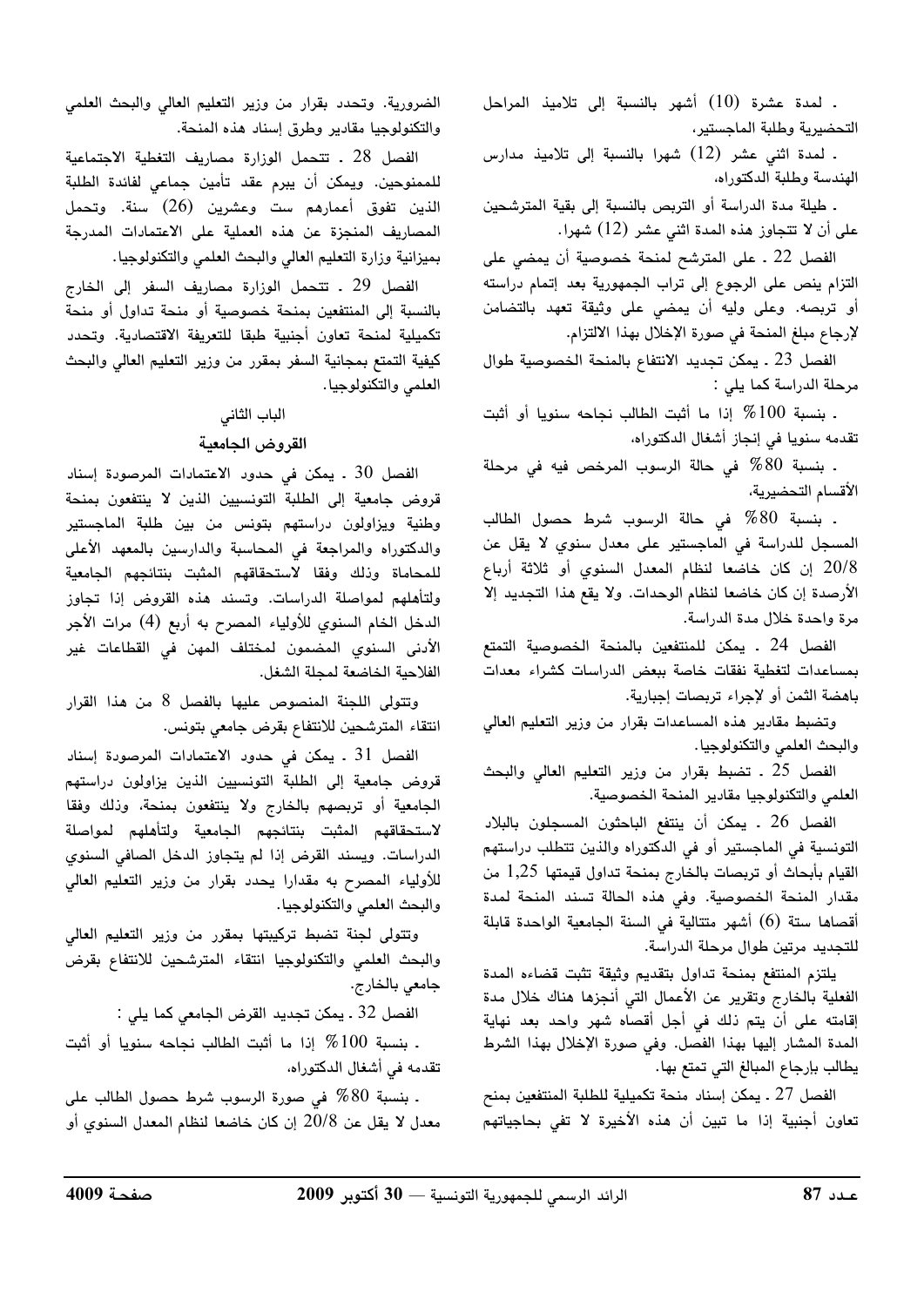ـ لمدة عشرة (10) أشهر بالنسبة إلى تلاميذ المراحل التحضيرية وطلبة الماجستير،

ـ لمدة اثني عشر (12) شهرا بالنسبة إلى تلاميذ مدارس الهندسة وطلبة الدكتوراه،

ـ طيلة مدة الدراسة أو التربص بالنسبة إلى بقية المترشحين على أن لا تتجاوز هذه المدة اثني عشر (12) شهرا.

الفصل 22 ـ على المترشح لمنحة خصوصية أن يمضي على التزام ينص على الرجوع إلى تراب الجمهورية بعد إتمام دراسته أو تربصه. وعلى وليه أن يمضي على وثيقة تعهد بالتضامن لإرجاع مبلغ المنحة في صورة الإخلال بهذا الالتزام.

الفصل 23 ـ يمكن تجديد الانتفاع بالمنحة الخصوصية طوال مرحلة الدراسة كما يلي :

ـ بنسبة 100% إذا ما أثبت الطالب نجاحه سنويا أو أثبت تقدمه سنويا في إنجاز أشغال الدكتوراه،

ـ بنسبة 80% في حالة الرسوب المرخص فيه في مرحلة الأقسام التحضيرية،

ـ بنسبة 80% في حالة الرسوب شرط حصول الطالب المسجل للدراسة في الماجستير على معدل سنوي لا يقل عن 20/8 إن كان خاضعا لنظام المعدل السنوي أو ثلاثة أرباع الأرصدة إن كان خاضعا لنظام الوحدات. ولا يقع هذا التجديد إلا مرة واحدة خلال مدة الدراسة.

الفصل 24 ـ يمكن للمنتفعين بالمنحة الخصوصية التمتع بمساعدات لتغطية نفقات خاصة ببعض الدراسات كشراء معدات باهضة الثمن أو لإجراء تربصات إجبارية.

وتضبط مقادير هذه المساعدات بقرار من وزير التعليم العالي والبحث العلمي والتكنولوجيا.

الفصل 25 ـ تضبط بقرار من وزير التعليم العالي والبحث العلمي والتكنولوجيا مقادير المنحة الخصوصية.

الفصل 26 ـ يمكن أن ينتفع الباحثون المسجلون بالبلاد التونسية في الماجستير أو في الدكتوراه والذين تتطلب دراستهم القيام بأبحاث أو تربصات بالخارج بمنحة تداول قيمتها 1,25 من مقدار المنحة الخصوصية. وفي هذه الحالة تسند المنحة لمدة أقصاها ستة (6) أشهر متتالية في السنة الجامعية الواحدة قابلة للتجديد مرتين طوال مرحلة الدراسة.

يلتزم المنتفع بمنحة تداول بتقديم وثيقة تثبت قضاءه المدة الفعلية بالخارج وتقرير عن الأعمال التي أنجزها هناك خلال مدة إقامته على أن يتم ذلك في أجل أقصاه شهر واحد بعد نهاية المدة المشار إليها بهذا الفصل. وفي صورة الإخلال بهذا الشرط يطالب بإرجاع المبالغ التي تمتع بها.

الفصل 27 ـ يمكن إسناد منحة تكميلية للطلبة المنتفعين بمنح تعاون أجنبية إذا ما تبين أن هذه الأخيرة لا تفي بحاجياتهم الضرورية. وتحدد بقرار من وزير التعليم العالي والبحث العلمي والتكنولوجيا مقادير وطرق إسناد هذه المنحة.

الفصل 28 ـ تتحمل الوزارة مصاريف التغطية الاجتماعية للممنوحين. ويمكن أن يبرم عقد تأمين جماعي لفائدة الطلبة الذين تفوق أعمارهم ست وعشرين (26) سنة. وتحمل المصاريف المنجزة عن هذه العملية على الاعتمادات المدرجة بميزانية وزارة التعليم العالي والبحث العلمي والتكنولوجيا.

الفصل 29 ـ تتحمل الوزارة مصاريف السفر إلى الخارج بالنسبة إلى المنتفعين بمنحة خصوصية أو منحة تداول أو منحة تكميلية لمنحة تعاون أجنبية طبقا للتعريفة الاقتصادية. وتحدد كيفية التمتع بمجانية السفر بمقرر من وزير التعليم العالي والبحث العلمي والتكنولوجيا.

## الباب الثاني

## القروض الجامعية

الفصل 30 ـ يمكن في حدود الاعتمادات المرصودة إسناد قروض جامعية إلى الطلبة التونسيين الذين لا ينتفعون بمنحة وطنية ويزاولون دراستهم بتونس من بين طلبة الماجستير والدكتوراه والمراجعة في المحاسبة والدارسين بالمعهد الأعلى للمحاماة وذلك وفقا لاستحقاقهم المثبت بنتائجهم الجامعية ولتأهلهم لمواصلة الدراسات. وتسند هذه القروض إذا تجاوز الدخل الخام السنوي للأولياء المصرح به أربع (4) مرات الأجر الأدنى السنوي المضمون لمختلف المهن في القطاعات غير الفلاحية الخاضعة لمجلة الشغل.

وتتولى اللجنة المنصوص عليها بالفصل 8 من هذا القرار انتقاء المترشحين للانتفاع بقرض جامعي بتونس.

الفصل 31 ـ يمكن في حدود الاعتمادات المرصودة إسناد قروض جامعية إلى الطلبة التونسيين الذين يزاولون دراستهم الجامعية أو تربصهم بالخارج ولا ينتفعون بمنحة، وذلك وفقا لاستحقاقهم المثبت بنتائجهم الجامعية ولتأهلهم لمواصلة الدراسات. ويسند القرض إذا لم يتجاوز الدخل الصافي السنوي للأولياء المصرح به مقدارا يحدد بقرار من وزير التعليم العالي والبحث العلمي والتكنولوجيا.

وتتولى لجنة تضبط تركيبتها بمقرر من وزير التعليم العالي والبحث العلمي والتكنولوجيا انتقاء المترشحين للانتفاع بقرض جامعي بالخارج.

الفصل 32 ـ يمكن تجديد القرض الجامعي كما يلي :

ـ بنسبة 100% إذا ما أثبت الطالب نجاحه سنويا أو أثبت تقدمه في أشغال الدكتوراه،

ـ بنسبة 80% في صورة الرسوب شرط حصول الطالب على معدل لا يقل عن 20/8 إن كان خاضعا لنظام المعدل السنوي أو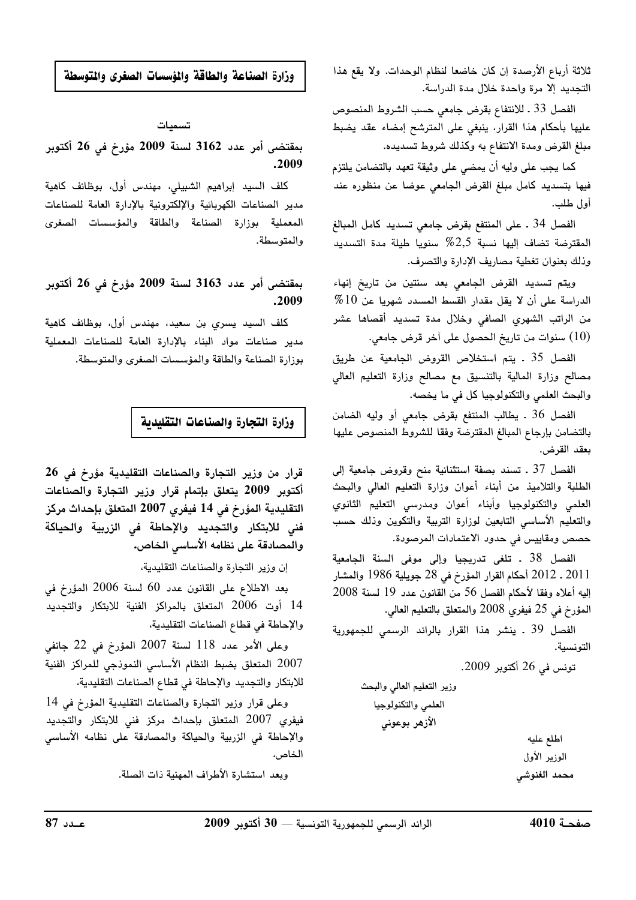ثلاثة أرباع الأرصدة إن كان خاضعا لنظام الوحدات. ولا يقع هذا التجديد إلا مرة واحدة خلال مدة الدراسة.

الفصل 33 ـ للانتفاع بقرض جامعي حسب الشروط المنصوص عليها بأحكام هذا القرار، ينبغي على المترشح إمضاء عقد يضبط مبلغ القرض ومدة الانتفاع به وكذلك شروط تسديده.

كما يجب على وليه أن يمضي على وثيقة تعهد بالتضامن يلتزم فيها بتسديد كامل مبلغ القرض الجامعي عوضا عن منظوره عند أول طلب.

الفصل 34 ـ على المنتفع بقرض جامعي تسديد كامل المبالغ المقترضة تضاف إليها نسبة 2,5% سنويا طيلة مدة التسديد وذلك بعنوان تغطية مصاريف الإدارة والتصرف.

ويتم تسديد القرض الجامعي بعد سنتين من تاريخ إنهاء الدراسة على أن لا يقل مقدار القسط المسدد شهريا عن 10% من الراتب الشهري الصافي وخلال مدة تسديد أقصاها عشر (10) سنوات من تاريخ الحصول على آخر قرض جامعي.

الفصل 35 ـ يتم استخلاص القروض الجامعية عن طريق مصالح وزارة المالية بالتنسيق مع مصالح وزارة التعليم العالي والبحث العلمي والتكنولوجيا كل في ما يخصه.

الفصل 36 ـ يطالب المنتفع بقرض جامعي أو وليه الضامن بالتضامن بإرجاع المبالغ المقترضة وفقا للشروط المنصوص عليها بعقد القرض.

الفصل 37 ـ تسند بصفة استثنائية منح وقروض جامعية إلى الطلبة والتلاميذ من أبناء أعوان وزارة التعليم العالي والبحث العلمي والتكنولوجيا وأبناء أعوان ومدرسي التعليم الثانوي والتعليم الأساسي التابعين لوزارة التربية والتكوين وذلك حسب حصص ومقاييس في حدود الاعتمادات المرصودة.

الفصل 38 ـ تلغى تدريجيا وإلى موفى السنة الجامعية 2011 ـ 2012 أحكام القرار المؤرخ في 28 جويلية 1986 والمشار إليه أعلاه وفقا لأحكام الفصل 56 من القانون عدد 19 لسنة 2008 المؤرخ في 25 فيفري 2008 والمتعلق بالتعليم العالي.

الفصل 39 ـ ينشر هذا القرار بالرائد الرسمي للجمهورية التونسية.

تونس في 26 أكتوبر 2009.

وزير التعليم العالي والبحث
العلمي والتكنولوجيا
**الأزهر بوعوني**

اطلع عليه
الوزير الأول
**محمد الغنوشي**

## وزارة الصناعة والطاقة والمؤسسات الصغرى والمتوسطة

تسميات

**بمقتضى أمر عدد 3162 لسنة 2009 مؤرخ في 26 أكتوبر 2009.**

كلف السيد إبراهيم الشبيلي، مهندس أول، بوظائف كاهية مدير الصناعات الكهربائية والإلكترونية بالإدارة العامة للصناعات المعملية بوزارة الصناعة والطاقة والمؤسسات الصغرى والمتوسطة.

**بمقتضى أمر عدد 3163 لسنة 2009 مؤرخ في 26 أكتوبر 2009.**

كلف السيد يسري بن سعيد، مهندس أول، بوظائف كاهية مدير صناعات مواد البناء بالإدارة العامة للصناعات المعملية بوزارة الصناعة والطاقة والمؤسسات الصغرى والمتوسطة.

## وزارة التجارة والصناعات التقليدية

**قرار من وزير التجارة والصناعات التقليدية مؤرخ في 26 أكتوبر 2009 يتعلق بإتمام قرار وزير التجارة والصناعات التقليدية المؤرخ في 14 فيفري 2007 المتعلق بإحداث مركز فني للابتكار والتجديد والإحاطة في الزربية والحياكة والمصادقة على نظامه الأساسي الخاص.**

إن وزير التجارة والصناعات التقليدية،

بعد الاطلاع على القانون عدد 60 لسنة 2006 المؤرخ في 14 أوت 2006 المتعلق بالمراكز الفنية للابتكار والتجديد والإحاطة في قطاع الصناعات التقليدية،

وعلى الأمر عدد 118 لسنة 2007 المؤرخ في 22 جانفي 2007 المتعلق بضبط النظام الأساسي النموذجي للمراكز الفنية للابتكار والتجديد والإحاطة في قطاع الصناعات التقليدية،

وعلى قرار وزير التجارة والصناعات التقليدية المؤرخ في 14 فيفري 2007 المتعلق بإحداث مركز فني للابتكار والتجديد والإحاطة في الزربية والحياكة والمصادقة على نظامه الأساسي الخاص،

وبعد استشارة الأطراف المهنية ذات الصلة.